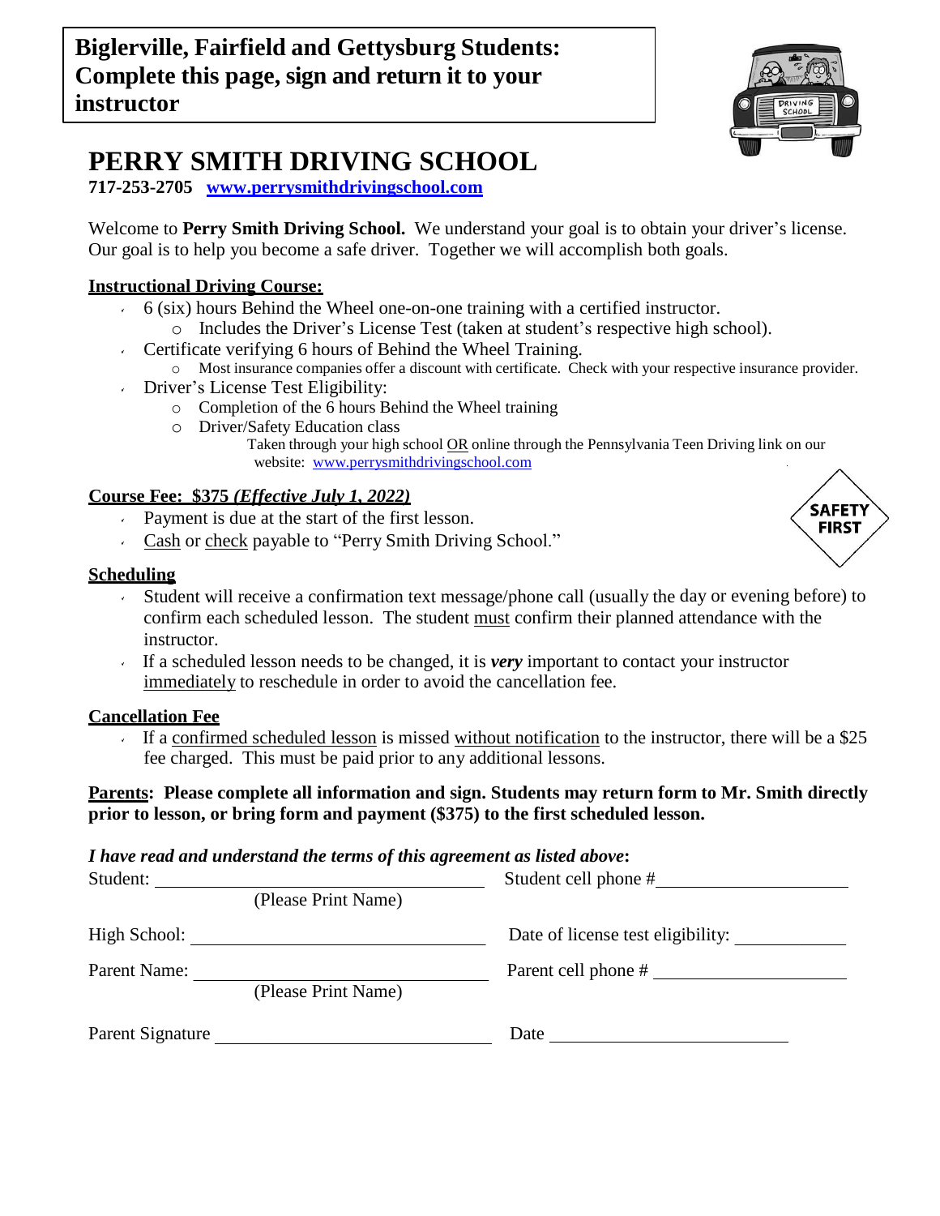**Biglerville, Fairfield and Gettysburg Students: Complete this page, sign and return it to your instructor**

# PERRY SMITH DRIVING SCHOOL

**717-253-2705 [www.perrysmithdrivingschool.com](http://www.perrysmithdrivingschool.com)**

Welcome to **Perry Smith Driving School.** We understand your goal is to obtain your driver's license. Our goal is to help you become a safe driver. Together we will accomplish both goals.

## Instructional Driving Course:

- 6 (six) hours Behind the Wheel one-on-one training with a certified instructor.
  - Includes the Driver's License Test (taken at student's respective high school).
- Certificate verifying 6 hours of Behind the Wheel Training.
  - Most insurance companies offer a discount with certificate. Check with your respective insurance provider.
- Driver's License Test Eligibility:
  - Completion of the 6 hours Behind the Wheel training
  - Driver/Safety Education class
    
    Taken through your high school OR online through the Pennsylvania Teen Driving link on our website: www.perrysmithdrivingschool.com

## Course Fee: $375 *(Effective July 1, 2022)*

SAFETY FIRST

- Payment is due at the start of the first lesson.
- Cash or check payable to "Perry Smith Driving School."

## Scheduling

- Student will receive a confirmation text message/phone call (usually the day or evening before) to confirm each scheduled lesson. The student must confirm their planned attendance with the instructor.
- If a scheduled lesson needs to be changed, it is ***very*** important to contact your instructor immediately to reschedule in order to avoid the cancellation fee.

## Cancellation Fee

- If a confirmed scheduled lesson is missed without notification to the instructor, there will be a $25 fee charged. This must be paid prior to any additional lessons.

**Parents: Please complete all information and sign. Students may return form to Mr. Smith directly prior to lesson, or bring form and payment ($375) to the first scheduled lesson.**

***I have read and understand the terms of this agreement as listed above:***

Student: ______________________________ Student cell phone # ____________________
(Please Print Name)

High School: ______________________________ Date of license test eligibility: ____________

Parent Name: ______________________________ Parent cell phone # ____________________
(Please Print Name)

Parent Signature ______________________________ Date ______________________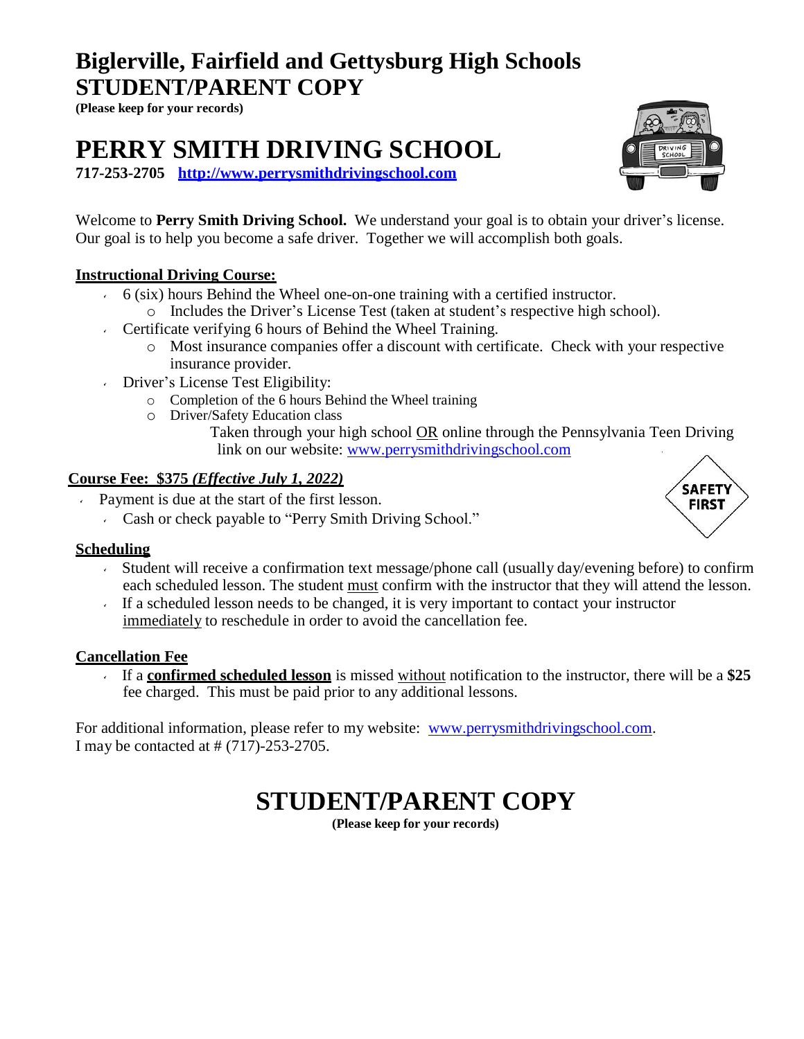# Biglerville, Fairfield and Gettysburg High Schools
# STUDENT/PARENT COPY

**(Please keep for your records)**

# PERRY SMITH DRIVING SCHOOL

**717-253-2705 [http://www.perrysmithdrivingschool.com](http://www.perrysmithdrivingschool.com)**

Welcome to **Perry Smith Driving School.** We understand your goal is to obtain your driver's license. Our goal is to help you become a safe driver. Together we will accomplish both goals.

**Instructional Driving Course:**

- 6 (six) hours Behind the Wheel one-on-one training with a certified instructor.
  - Includes the Driver's License Test (taken at student's respective high school).
- Certificate verifying 6 hours of Behind the Wheel Training.
  - Most insurance companies offer a discount with certificate. Check with your respective insurance provider.
- Driver's License Test Eligibility:
  - Completion of the 6 hours Behind the Wheel training
  - Driver/Safety Education class
    - Taken through your high school OR online through the Pennsylvania Teen Driving link on our website: [www.perrysmithdrivingschool.com](http://www.perrysmithdrivingschool.com)

**Course Fee: $375 *(Effective July 1, 2022)***

- Payment is due at the start of the first lesson.
  - Cash or check payable to "Perry Smith Driving School."

SAFETY FIRST

**Scheduling**

- Student will receive a confirmation text message/phone call (usually day/evening before) to confirm each scheduled lesson. The student must confirm with the instructor that they will attend the lesson.
- If a scheduled lesson needs to be changed, it is very important to contact your instructor immediately to reschedule in order to avoid the cancellation fee.

**Cancellation Fee**

- If a **confirmed scheduled lesson** is missed without notification to the instructor, there will be a **$25** fee charged. This must be paid prior to any additional lessons.

For additional information, please refer to my website: [www.perrysmithdrivingschool.com](http://www.perrysmithdrivingschool.com).
I may be contacted at # (717)-253-2705.

# STUDENT/PARENT COPY

**(Please keep for your records)**